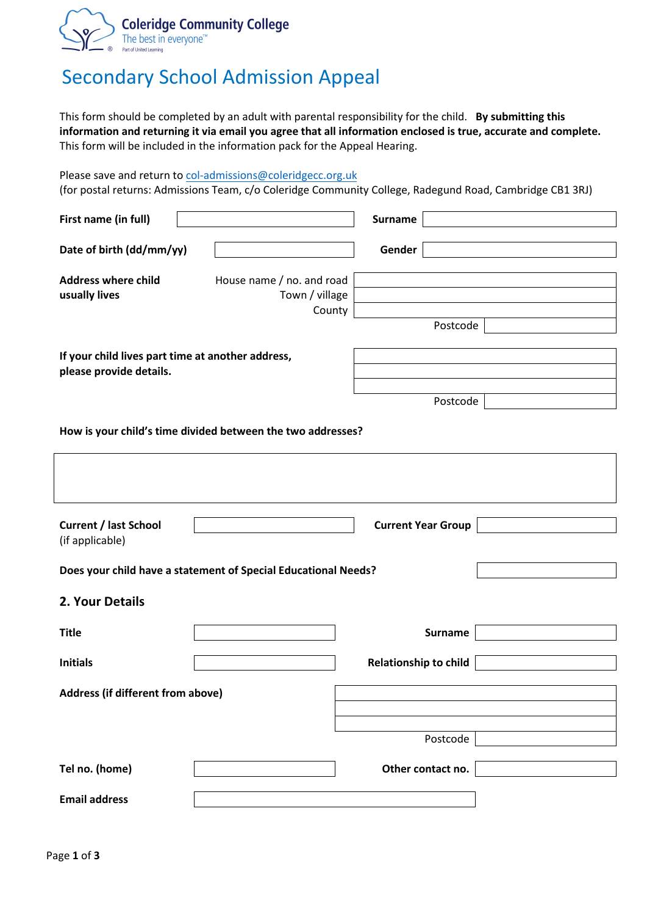Coleridge Community College
The best in everyone™
Part of United Learning

# Secondary School Admission Appeal

This form should be completed by an adult with parental responsibility for the child. **By submitting this information and returning it via email you agree that all information enclosed is true, accurate and complete.** This form will be included in the information pack for the Appeal Hearing.

Please save and return to col-admissions@coleridgecc.org.uk
(for postal returns: Admissions Team, c/o Coleridge Community College, Radegund Road, Cambridge CB1 3RJ)

| | | | |
|---|---|---|---|
| **First name (in full)** | | **Surname** | |
| **Date of birth (dd/mm/yy)** | | **Gender** | |

**Address where child usually lives**

| | |
|---|---|
| House name / no. and road | |
| Town / village | |
| County | |
| Postcode | |

**If your child lives part time at another address, please provide details.**

| | |
|---|---|
| | |
| | |
| | |
| Postcode | |

**How is your child's time divided between the two addresses?**

| |
|---|
| |

| | | | |
|---|---|---|---|
| **Current / last School** (if applicable) | | **Current Year Group** | |

**Does your child have a statement of Special Educational Needs?** 

## 2. Your Details

| | | | |
|---|---|---|---|
| **Title** | | **Surname** | |
| **Initials** | | **Relationship to child** | |

**Address (if different from above)**

| | |
|---|---|
| | |
| | |
| | |
| Postcode | |

| | | | |
|---|---|---|---|
| **Tel no. (home)** | | **Other contact no.** | |
| **Email address** | | | |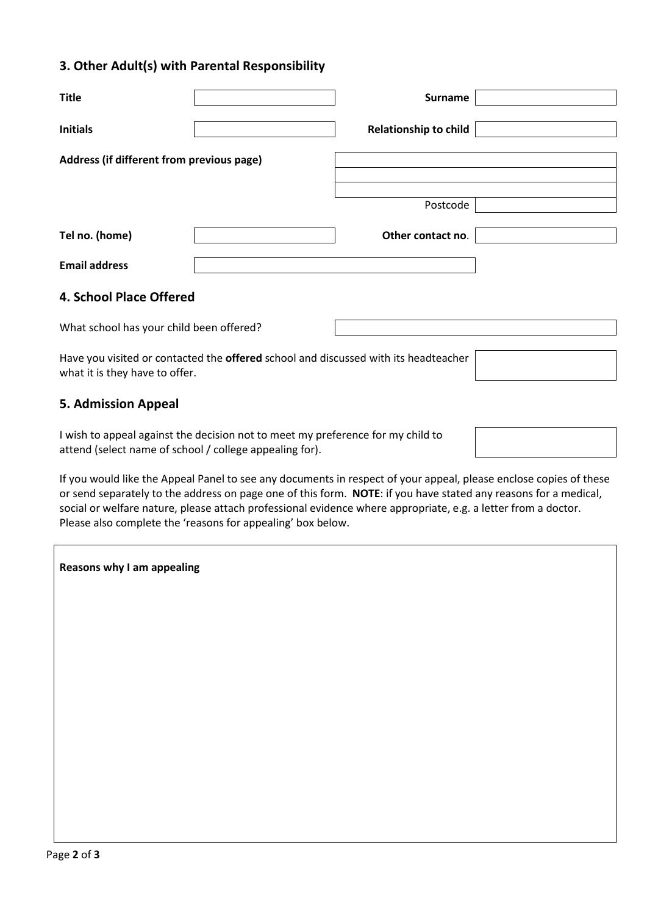## 3. Other Adult(s) with Parental Responsibility

| | | | |
|---|---|---|---|
| **Title** | | **Surname** | |
| **Initials** | | **Relationship to child** | |

**Address (if different from previous page)**

Postcode

| | | | |
|---|---|---|---|
| **Tel no. (home)** | | **Other contact no**. | |
| **Email address** | | | |

## 4. School Place Offered

What school has your child been offered?

Have you visited or contacted the **offered** school and discussed with its headteacher what it is they have to offer.

## 5. Admission Appeal

I wish to appeal against the decision not to meet my preference for my child to attend (select name of school / college appealing for).

If you would like the Appeal Panel to see any documents in respect of your appeal, please enclose copies of these or send separately to the address on page one of this form. **NOTE**: if you have stated any reasons for a medical, social or welfare nature, please attach professional evidence where appropriate, e.g. a letter from a doctor. Please also complete the 'reasons for appealing' box below.

**Reasons why I am appealing**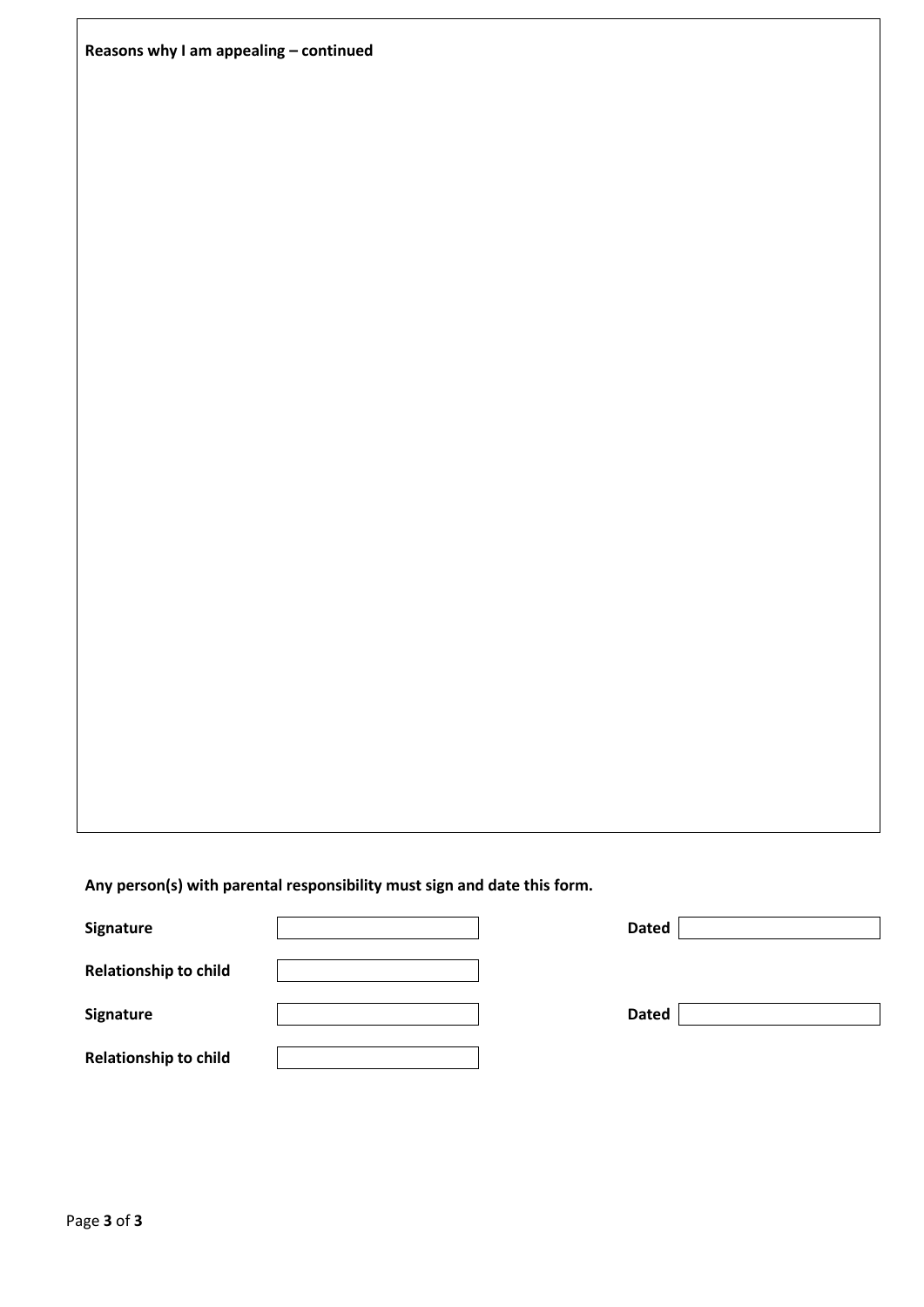**Reasons why I am appealing – continued**

**Any person(s) with parental responsibility must sign and date this form.**

| | | | |
|---|---|---|---|
| **Signature** | | **Dated** | |
| **Relationship to child** | | | |
| **Signature** | | **Dated** | |
| **Relationship to child** | | | |